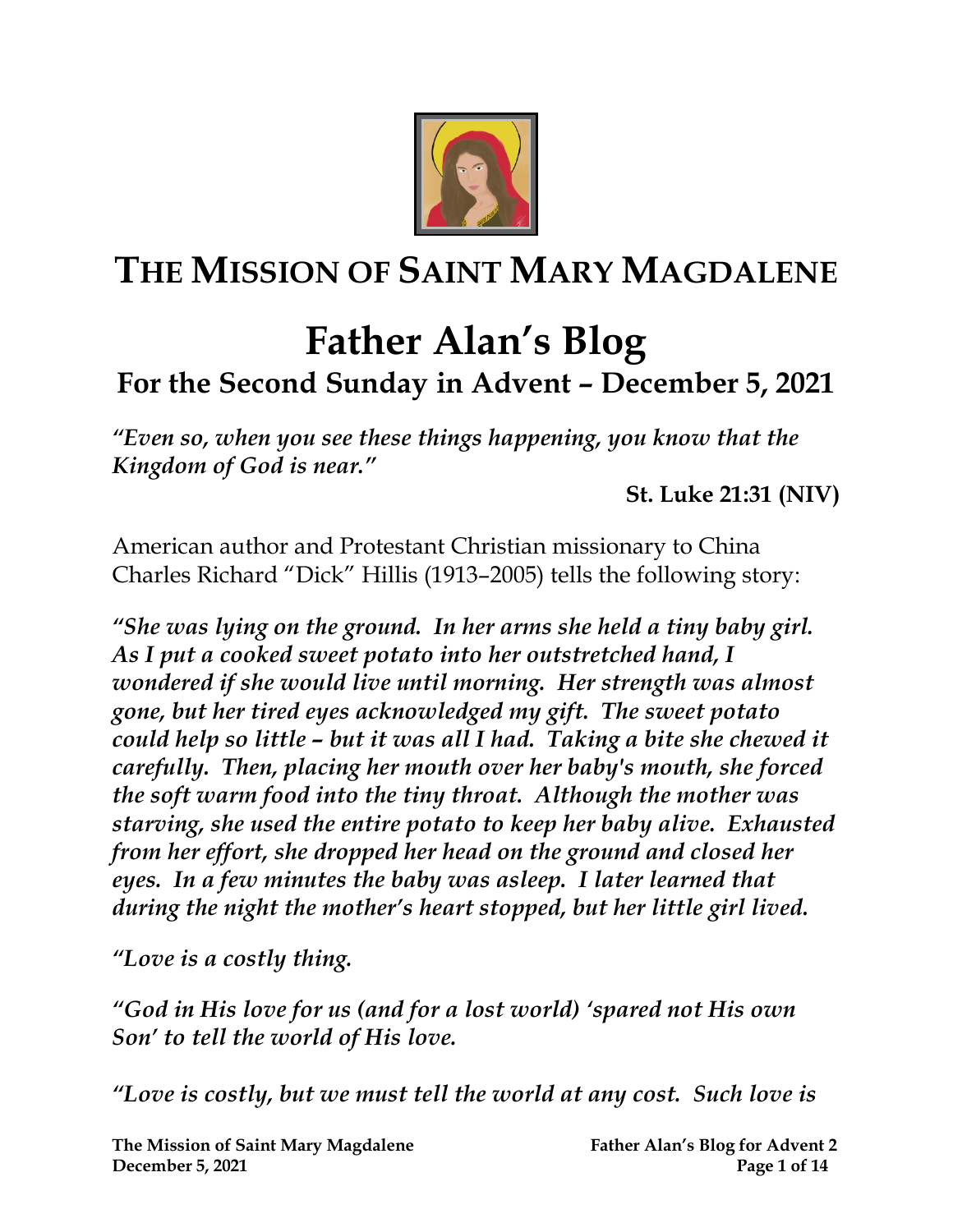# THE MISSION OF SAINT MARY MAGDALENE

# Father Alan's Blog

## For the Second Sunday in Advent – December 5, 2021

*"Even so, when you see these things happening, you know that the Kingdom of God is near."*

**St. Luke 21:31 (NIV)**

American author and Protestant Christian missionary to China Charles Richard "Dick" Hillis (1913–2005) tells the following story:

*"She was lying on the ground. In her arms she held a tiny baby girl. As I put a cooked sweet potato into her outstretched hand, I wondered if she would live until morning. Her strength was almost gone, but her tired eyes acknowledged my gift. The sweet potato could help so little – but it was all I had. Taking a bite she chewed it carefully. Then, placing her mouth over her baby's mouth, she forced the soft warm food into the tiny throat. Although the mother was starving, she used the entire potato to keep her baby alive. Exhausted from her effort, she dropped her head on the ground and closed her eyes. In a few minutes the baby was asleep. I later learned that during the night the mother's heart stopped, but her little girl lived.*

*"Love is a costly thing.*

*"God in His love for us (and for a lost world) 'spared not His own Son' to tell the world of His love.*

*"Love is costly, but we must tell the world at any cost. Such love is*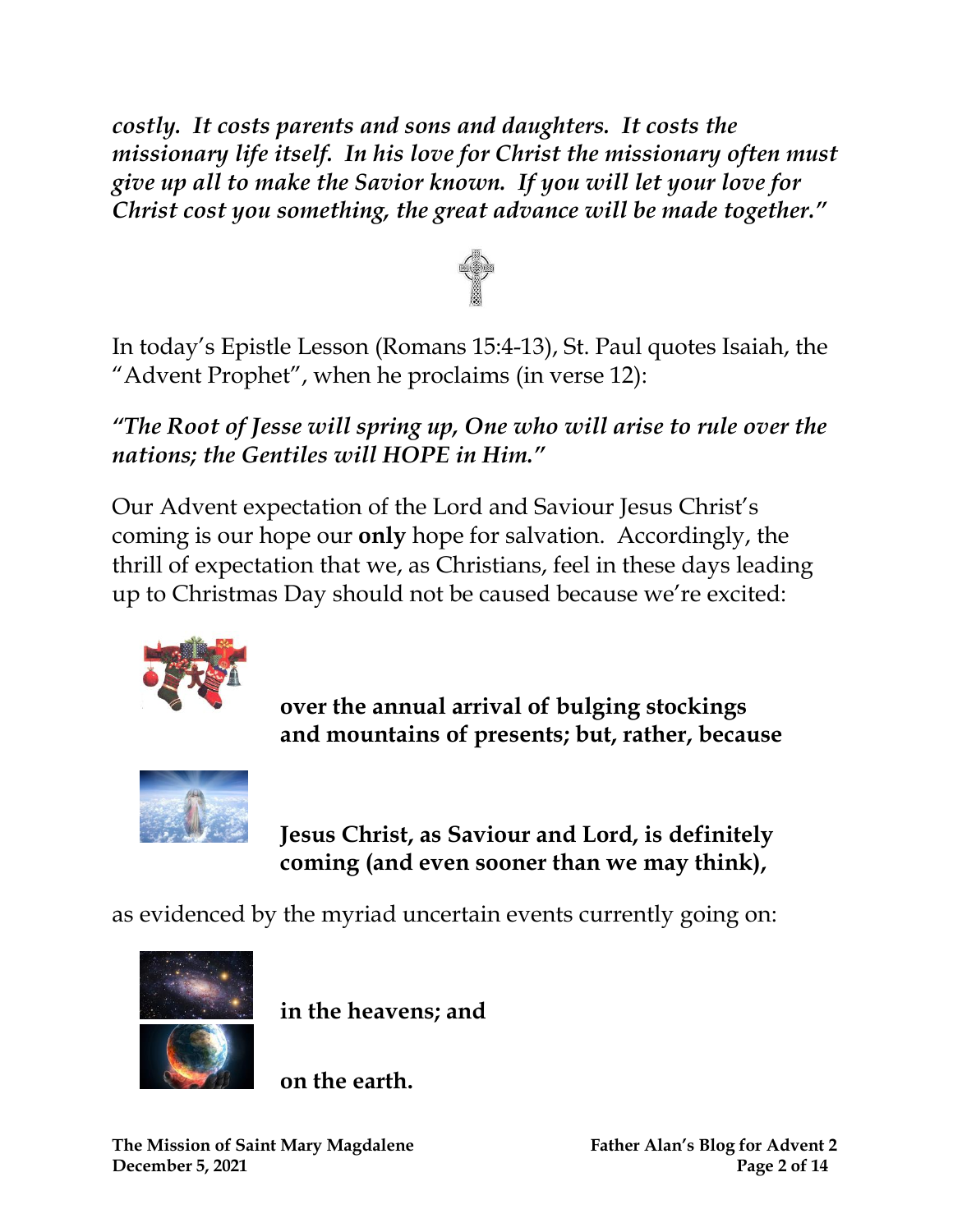***costly. It costs parents and sons and daughters. It costs the missionary life itself. In his love for Christ the missionary often must give up all to make the Savior known. If you will let your love for Christ cost you something, the great advance will be made together."***

In today's Epistle Lesson (Romans 15:4-13), St. Paul quotes Isaiah, the "Advent Prophet", when he proclaims (in verse 12):

***"The Root of Jesse will spring up, One who will arise to rule over the nations; the Gentiles will HOPE in Him."***

Our Advent expectation of the Lord and Saviour Jesus Christ's coming is our hope our **only** hope for salvation. Accordingly, the thrill of expectation that we, as Christians, feel in these days leading up to Christmas Day should not be caused because we're excited:

**over the annual arrival of bulging stockings and mountains of presents; but, rather, because**

**Jesus Christ, as Saviour and Lord, is definitely coming (and even sooner than we may think),**

as evidenced by the myriad uncertain events currently going on:

**in the heavens; and**

**on the earth.**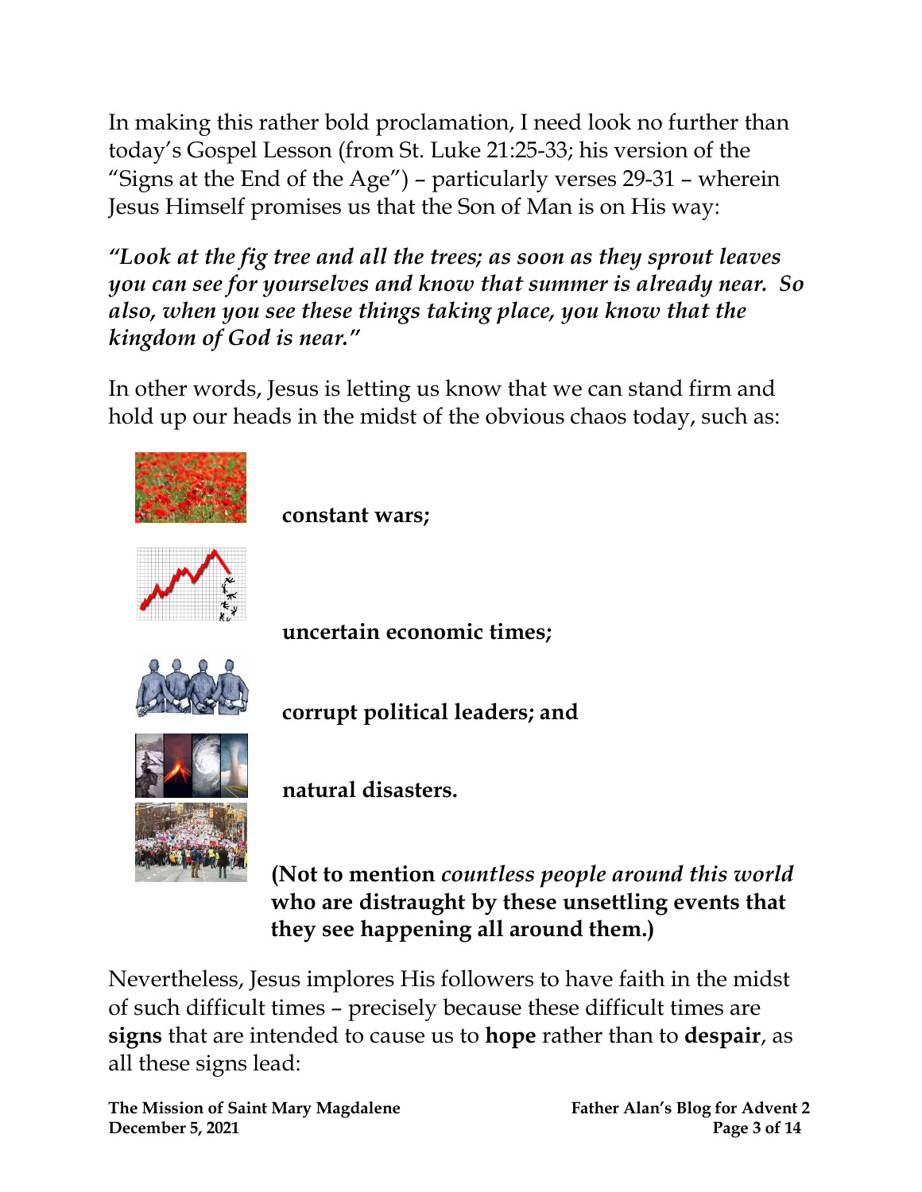In making this rather bold proclamation, I need look no further than today's Gospel Lesson (from St. Luke 21:25-33; his version of the "Signs at the End of the Age") – particularly verses 29-31 – wherein Jesus Himself promises us that the Son of Man is on His way:

***"Look at the fig tree and all the trees; as soon as they sprout leaves you can see for yourselves and know that summer is already near. So also, when you see these things taking place, you know that the kingdom of God is near."***

In other words, Jesus is letting us know that we can stand firm and hold up our heads in the midst of the obvious chaos today, such as:

**constant wars;**

**uncertain economic times;**

**corrupt political leaders; and**

**natural disasters.**

**(Not to mention *countless people around this world* who are distraught by these unsettling events that they see happening all around them.)**

Nevertheless, Jesus implores His followers to have faith in the midst of such difficult times – precisely because these difficult times are **signs** that are intended to cause us to **hope** rather than to **despair**, as all these signs lead: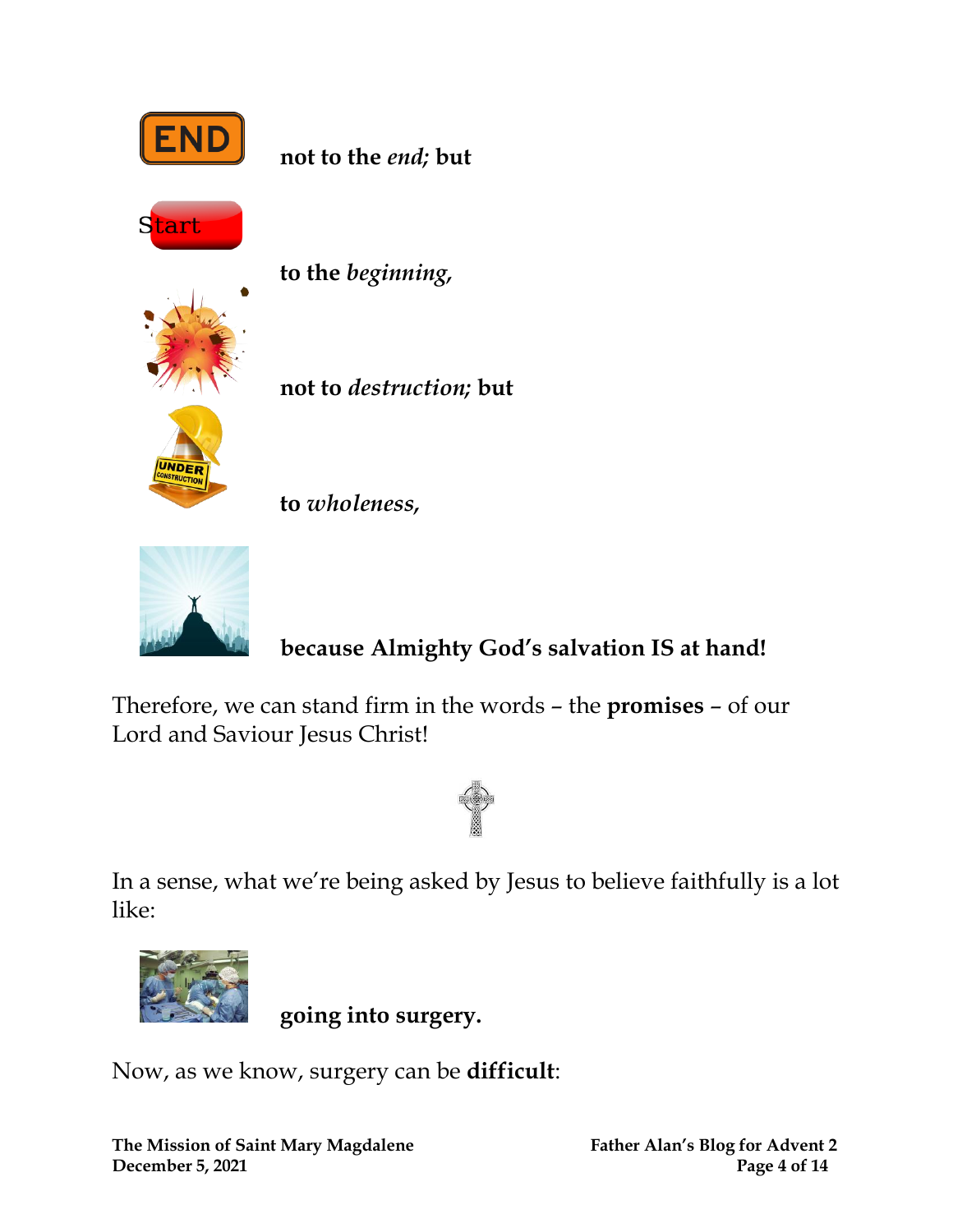**not to the *end;* but**

**to the *beginning,***

**not to *destruction;* but**

**to *wholeness,***

**because Almighty God's salvation IS at hand!**

Therefore, we can stand firm in the words – the **promises** – of our Lord and Saviour Jesus Christ!

In a sense, what we're being asked by Jesus to believe faithfully is a lot like:

**going into surgery.**

Now, as we know, surgery can be **difficult**: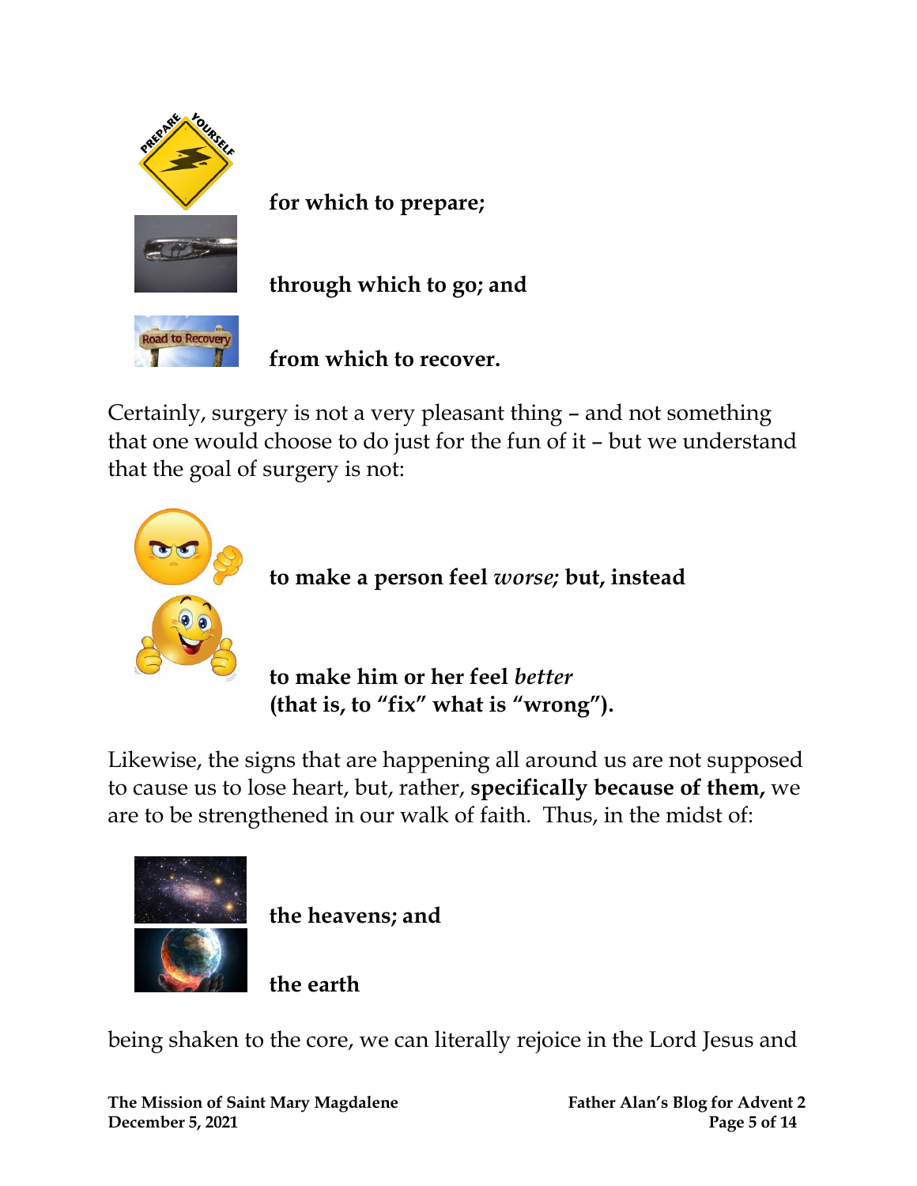**for which to prepare;**

**through which to go; and**

**from which to recover.**

Certainly, surgery is not a very pleasant thing – and not something that one would choose to do just for the fun of it – but we understand that the goal of surgery is not:

**to make a person feel *worse*; but, instead**

**to make him or her feel *better* (that is, to "fix" what is "wrong").**

Likewise, the signs that are happening all around us are not supposed to cause us to lose heart, but, rather, **specifically because of them,** we are to be strengthened in our walk of faith. Thus, in the midst of:

**the heavens; and**

**the earth**

being shaken to the core, we can literally rejoice in the Lord Jesus and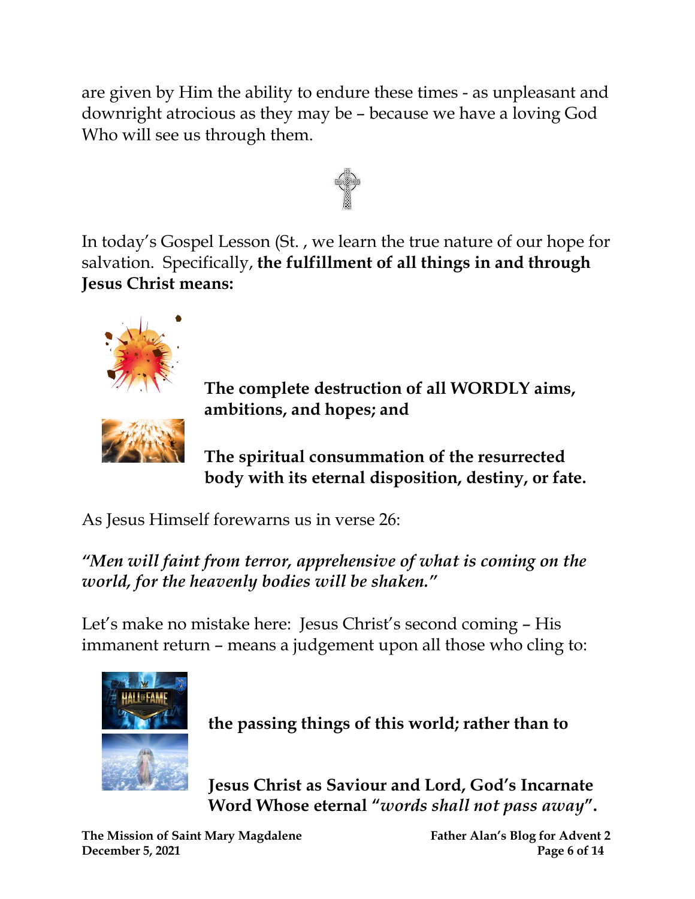are given by Him the ability to endure these times - as unpleasant and downright atrocious as they may be – because we have a loving God Who will see us through them.

In today's Gospel Lesson (St. , we learn the true nature of our hope for salvation. Specifically, **the fulfillment of all things in and through Jesus Christ means:**

**The complete destruction of all WORDLY aims, ambitions, and hopes; and**

**The spiritual consummation of the resurrected body with its eternal disposition, destiny, or fate.**

As Jesus Himself forewarns us in verse 26:

*"Men will faint from terror, apprehensive of what is coming on the world, for the heavenly bodies will be shaken."*

Let's make no mistake here: Jesus Christ's second coming – His immanent return – means a judgement upon all those who cling to:

**the passing things of this world; rather than to**

**Jesus Christ as Saviour and Lord, God's Incarnate Word Whose eternal "*words shall not pass away*".**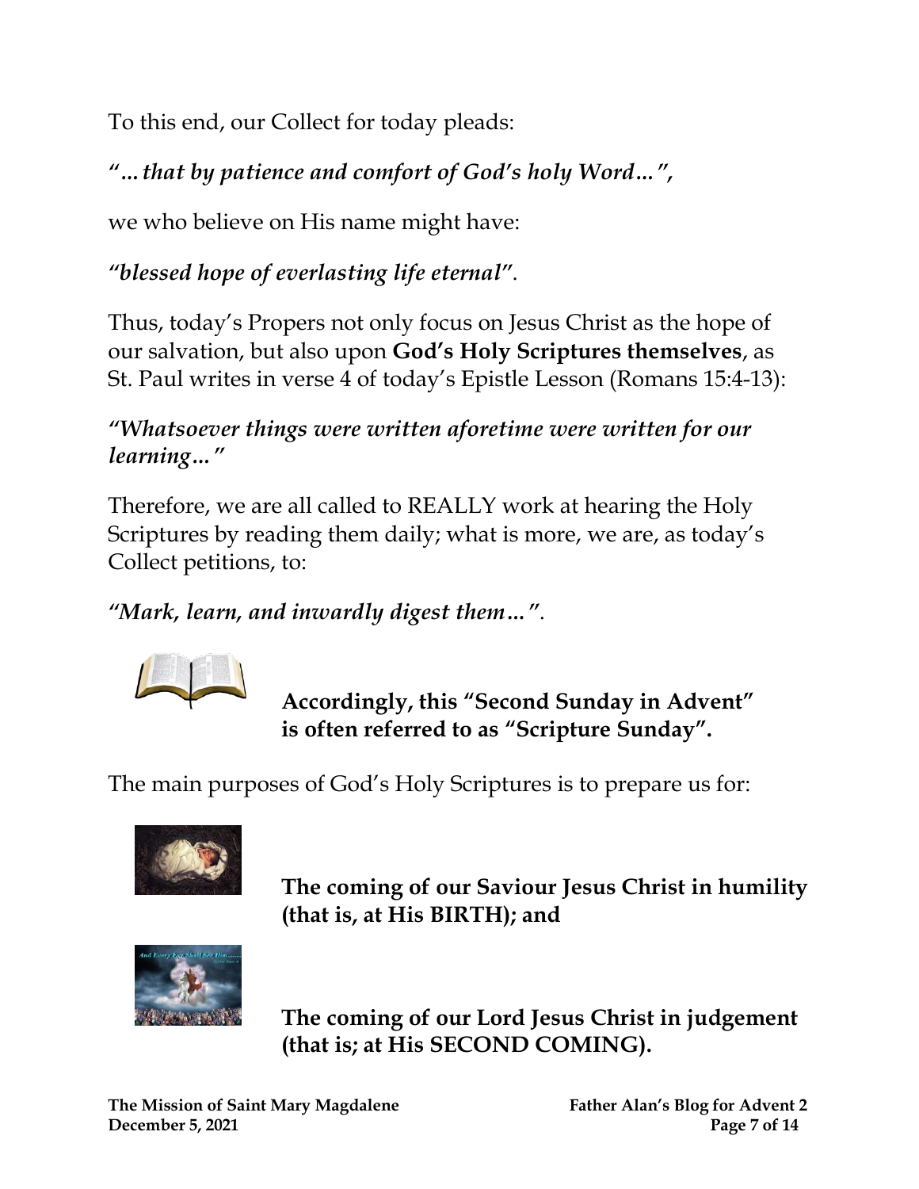To this end, our Collect for today pleads:

***"…that by patience and comfort of God's holy Word…",***

we who believe on His name might have:

***"blessed hope of everlasting life eternal"***.

Thus, today's Propers not only focus on Jesus Christ as the hope of our salvation, but also upon **God's Holy Scriptures themselves**, as St. Paul writes in verse 4 of today's Epistle Lesson (Romans 15:4-13):

***"Whatsoever things were written aforetime were written for our learning…"***

Therefore, we are all called to REALLY work at hearing the Holy Scriptures by reading them daily; what is more, we are, as today's Collect petitions, to:

***"Mark, learn, and inwardly digest them…"***.

**Accordingly, this "Second Sunday in Advent" is often referred to as "Scripture Sunday".**

The main purposes of God's Holy Scriptures is to prepare us for:

**The coming of our Saviour Jesus Christ in humility (that is, at His BIRTH); and**

**The coming of our Lord Jesus Christ in judgement (that is; at His SECOND COMING).**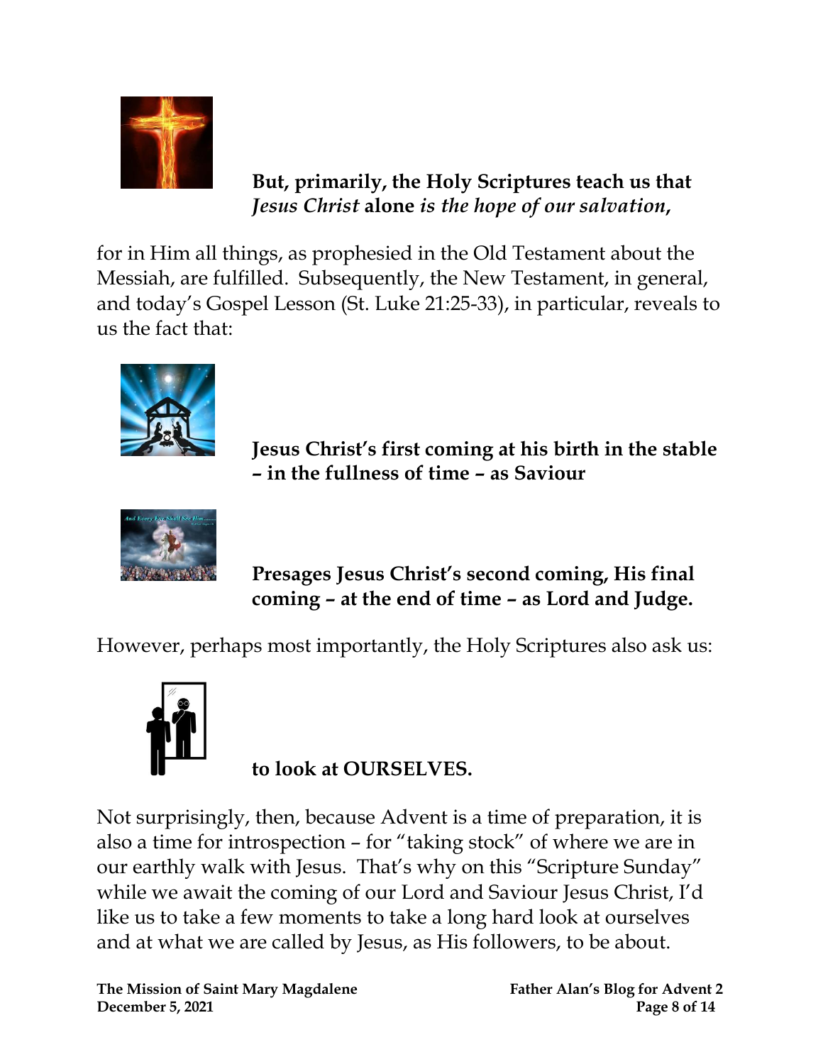**But, primarily, the Holy Scriptures teach us that *Jesus Christ* alone *is the hope of our salvation*,**

for in Him all things, as prophesied in the Old Testament about the Messiah, are fulfilled. Subsequently, the New Testament, in general, and today's Gospel Lesson (St. Luke 21:25-33), in particular, reveals to us the fact that:

**Jesus Christ's first coming at his birth in the stable – in the fullness of time – as Saviour**

**Presages Jesus Christ's second coming, His final coming – at the end of time – as Lord and Judge.**

However, perhaps most importantly, the Holy Scriptures also ask us:

**to look at OURSELVES.**

Not surprisingly, then, because Advent is a time of preparation, it is also a time for introspection – for "taking stock" of where we are in our earthly walk with Jesus. That's why on this "Scripture Sunday" while we await the coming of our Lord and Saviour Jesus Christ, I'd like us to take a few moments to take a long hard look at ourselves and at what we are called by Jesus, as His followers, to be about.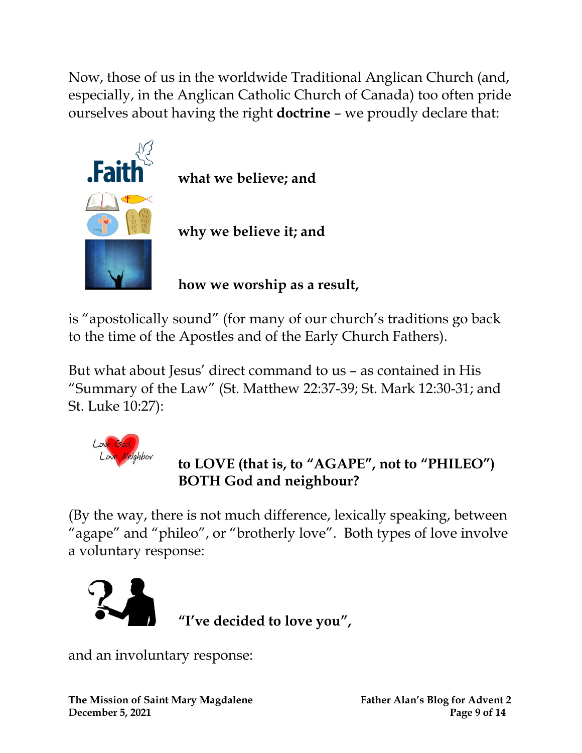Now, those of us in the worldwide Traditional Anglican Church (and, especially, in the Anglican Catholic Church of Canada) too often pride ourselves about having the right **doctrine** – we proudly declare that:

**what we believe; and**

**why we believe it; and**

**how we worship as a result,**

is "apostolically sound" (for many of our church's traditions go back to the time of the Apostles and of the Early Church Fathers).

But what about Jesus' direct command to us – as contained in His "Summary of the Law" (St. Matthew 22:37-39; St. Mark 12:30-31; and St. Luke 10:27):

**to LOVE (that is, to "AGAPE", not to "PHILEO") BOTH God and neighbour?**

(By the way, there is not much difference, lexically speaking, between "agape" and "phileo", or "brotherly love". Both types of love involve a voluntary response:

**"I've decided to love you",**

and an involuntary response: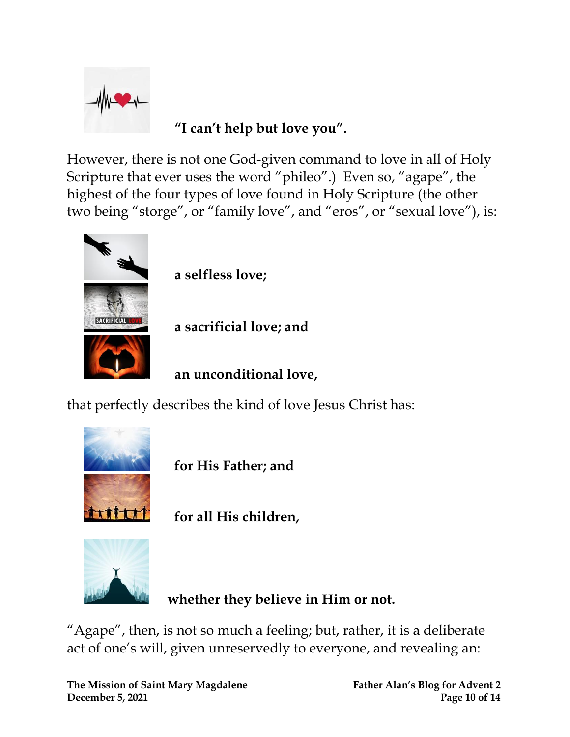**"I can't help but love you".**

However, there is not one God-given command to love in all of Holy Scripture that ever uses the word "phileo".) Even so, "agape", the highest of the four types of love found in Holy Scripture (the other two being "storge", or "family love", and "eros", or "sexual love"), is:

**a selfless love;**

**a sacrificial love; and**

**an unconditional love,**

that perfectly describes the kind of love Jesus Christ has:

**for His Father; and**

**for all His children,**

**whether they believe in Him or not.**

"Agape", then, is not so much a feeling; but, rather, it is a deliberate act of one's will, given unreservedly to everyone, and revealing an: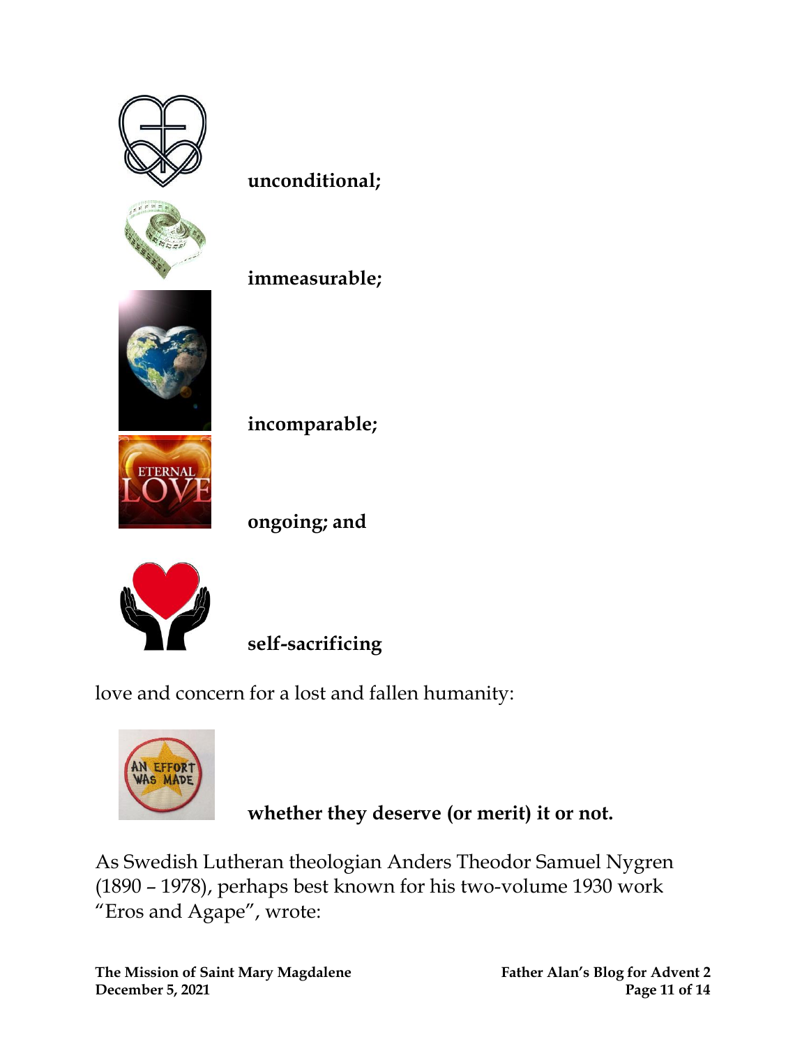**unconditional;**

**immeasurable;**

**incomparable;**

**ongoing; and**

**self-sacrificing**

love and concern for a lost and fallen humanity:

**whether they deserve (or merit) it or not.**

As Swedish Lutheran theologian Anders Theodor Samuel Nygren (1890 – 1978), perhaps best known for his two-volume 1930 work "Eros and Agape", wrote: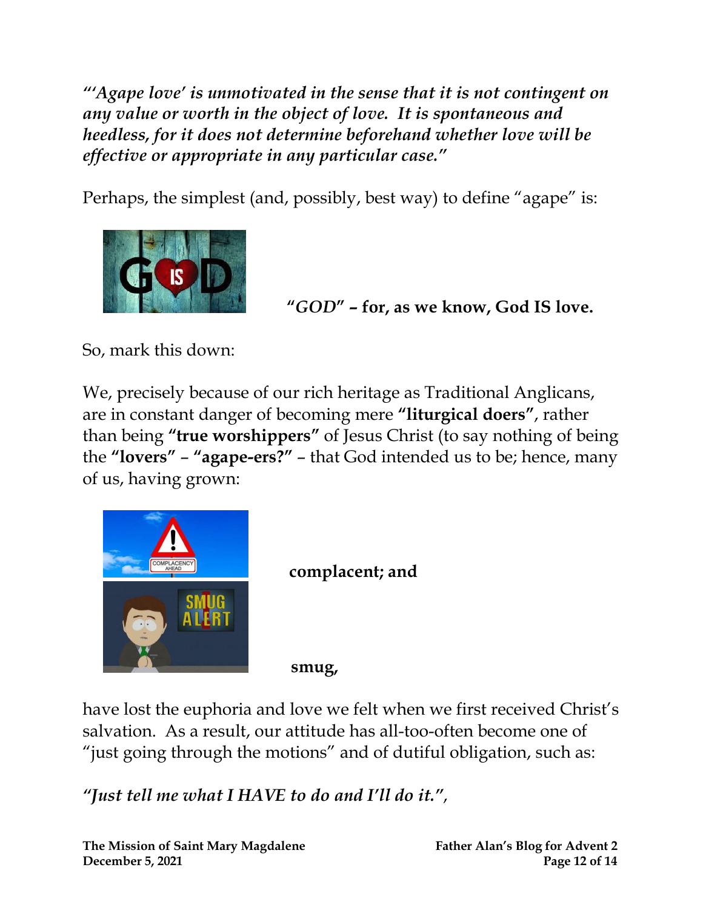*"'Agape love' is unmotivated in the sense that it is not contingent on any value or worth in the object of love. It is spontaneous and heedless, for it does not determine beforehand whether love will be effective or appropriate in any particular case."*

Perhaps, the simplest (and, possibly, best way) to define "agape" is:

**"*GOD*" – for, as we know, God IS love.**

So, mark this down:

We, precisely because of our rich heritage as Traditional Anglicans, are in constant danger of becoming mere **"liturgical doers"**, rather than being **"true worshippers"** of Jesus Christ (to say nothing of being the **"lovers"** – **"agape-ers?"** – that God intended us to be; hence, many of us, having grown:

**complacent; and**

**smug,**

have lost the euphoria and love we felt when we first received Christ's salvation. As a result, our attitude has all-too-often become one of "just going through the motions" and of dutiful obligation, such as:

*"Just tell me what I HAVE to do and I'll do it."*,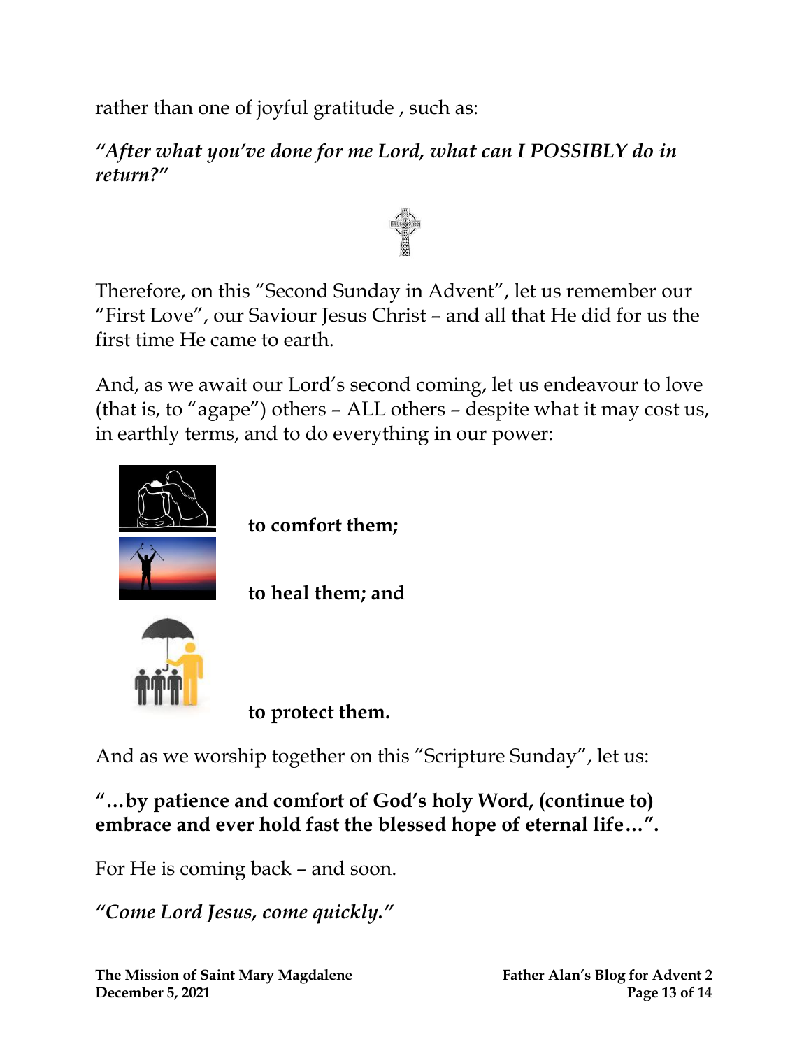rather than one of joyful gratitude , such as:

***"After what you've done for me Lord, what can I POSSIBLY do in return?"***

Therefore, on this "Second Sunday in Advent", let us remember our "First Love", our Saviour Jesus Christ – and all that He did for us the first time He came to earth.

And, as we await our Lord's second coming, let us endeavour to love (that is, to "agape") others – ALL others – despite what it may cost us, in earthly terms, and to do everything in our power:

**to comfort them;**

**to heal them; and**

**to protect them.**

And as we worship together on this "Scripture Sunday", let us:

**"…by patience and comfort of God's holy Word, (continue to) embrace and ever hold fast the blessed hope of eternal life…".**

For He is coming back – and soon.

***"Come Lord Jesus, come quickly."***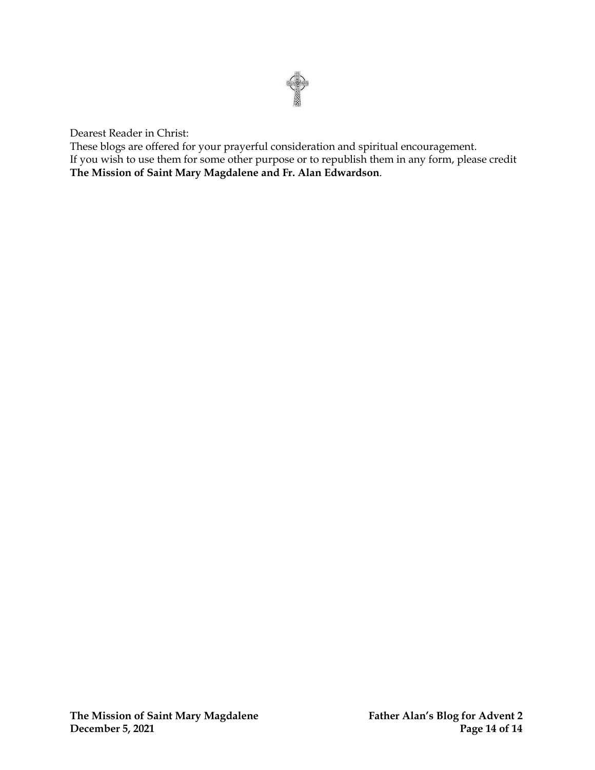Dearest Reader in Christ:

These blogs are offered for your prayerful consideration and spiritual encouragement.

If you wish to use them for some other purpose or to republish them in any form, please credit **The Mission of Saint Mary Magdalene and Fr. Alan Edwardson**.